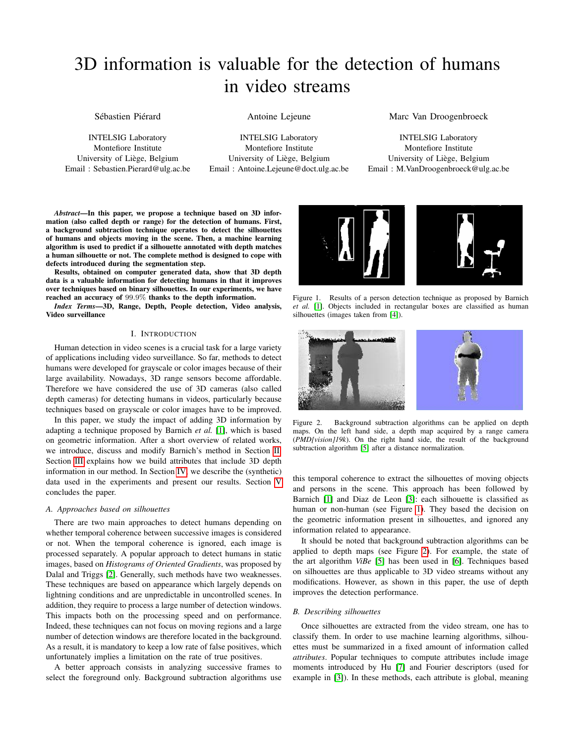# 3D information is valuable for the detection of humans in video streams

Sébastien Piérard
INTELSIG Laboratory
Montefiore Institute
University of Liège, Belgium
Email : Sebastien.Pierard@ulg.ac.be

Antoine Lejeune
INTELSIG Laboratory
Montefiore Institute
University of Liège, Belgium
Email : Antoine.Lejeune@doct.ulg.ac.be

Marc Van Droogenbroeck
INTELSIG Laboratory
Montefiore Institute
University of Liège, Belgium
Email : M.VanDroogenbroeck@ulg.ac.be

***Abstract*—In this paper, we propose a technique based on 3D information (also called depth or range) for the detection of humans. First, a background subtraction technique operates to detect the silhouettes of humans and objects moving in the scene. Then, a machine learning algorithm is used to predict if a silhouette annotated with depth matches a human silhouette or not. The complete method is designed to cope with defects introduced during the segmentation step.**

**Results, obtained on computer generated data, show that 3D depth data is a valuable information for detecting humans in that it improves over techniques based on binary silhouettes. In our experiments, we have reached an accuracy of 99.9% thanks to the depth information.**

***Index Terms*—3D, Range, Depth, People detection, Video analysis, Video surveillance**

## I. Introduction

Human detection in video scenes is a crucial task for a large variety of applications including video surveillance. So far, methods to detect humans were developed for grayscale or color images because of their large availability. Nowadays, 3D range sensors become affordable. Therefore we have considered the use of 3D cameras (also called depth cameras) for detecting humans in videos, particularly because techniques based on grayscale or color images have to be improved.

In this paper, we study the impact of adding 3D information by adapting a technique proposed by Barnich *et al.* [1], which is based on geometric information. After a short overview of related works, we introduce, discuss and modify Barnich's method in Section II. Section III explains how we build attributes that include 3D depth information in our method. In Section IV, we describe the (synthetic) data used in the experiments and present our results. Section V concludes the paper.

### A. Approaches based on silhouettes

There are two main approaches to detect humans depending on whether temporal coherence between successive images is considered or not. When the temporal coherence is ignored, each image is processed separately. A popular approach to detect humans in static images, based on *Histograms of Oriented Gradients*, was proposed by Dalal and Triggs [2]. Generally, such methods have two weaknesses. These techniques are based on appearance which largely depends on lightning conditions and are unpredictable in uncontrolled scenes. In addition, they require to process a large number of detection windows. This impacts both on the processing speed and on performance. Indeed, these techniques can not focus on moving regions and a large number of detection windows are therefore located in the background. As a result, it is mandatory to keep a low rate of false positives, which unfortunately implies a limitation on the rate of true positives.

A better approach consists in analyzing successive frames to select the foreground only. Background subtraction algorithms use this temporal coherence to extract the silhouettes of moving objects and persons in the scene. This approach has been followed by Barnich [1] and Diaz de Leon [3]: each silhouette is classified as human or non-human (see Figure 1). They based the decision on the geometric information present in silhouettes, and ignored any information related to appearance.

Figure 1. Results of a person detection technique as proposed by Barnich *et al.* [1]. Objects included in rectangular boxes are classified as human silhouettes (images taken from [4]).

Figure 2. Background subtraction algorithms can be applied on depth maps. On the left hand side, a depth map acquired by a range camera (*PMD[vision]19k*). On the right hand side, the result of the background subtraction algorithm [5] after a distance normalization.

It should be noted that background subtraction algorithms can be applied to depth maps (see Figure 2). For example, the state of the art algorithm *ViBe* [5] has been used in [6]. Techniques based on silhouettes are thus applicable to 3D video streams without any modifications. However, as shown in this paper, the use of depth improves the detection performance.

### B. Describing silhouettes

Once silhouettes are extracted from the video stream, one has to classify them. In order to use machine learning algorithms, silhouettes must be summarized in a fixed amount of information called *attributes*. Popular techniques to compute attributes include image moments introduced by Hu [7] and Fourier descriptors (used for example in [3]). In these methods, each attribute is global, meaning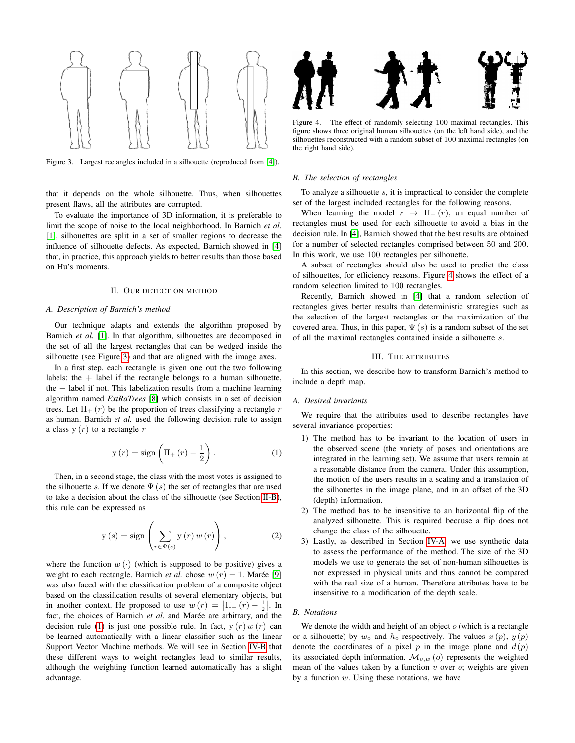Figure 3. Largest rectangles included in a silhouette (reproduced from [4]).

that it depends on the whole silhouette. Thus, when silhouettes present flaws, all the attributes are corrupted.

To evaluate the importance of 3D information, it is preferable to limit the scope of noise to the local neighborhood. In Barnich *et al.* [1], silhouettes are split in a set of smaller regions to decrease the influence of silhouette defects. As expected, Barnich showed in [4] that, in practice, this approach yields to better results than those based on Hu's moments.

## II. Our detection method

### A. Description of Barnich's method

Our technique adapts and extends the algorithm proposed by Barnich *et al.* [1]. In that algorithm, silhouettes are decomposed in the set of all the largest rectangles that can be wedged inside the silhouette (see Figure 3) and that are aligned with the image axes.

In a first step, each rectangle is given one out the two following labels: the $+$ label if the rectangle belongs to a human silhouette, the $-$ label if not. This labelization results from a machine learning algorithm named *ExtRaTrees* [8] which consists in a set of decision trees. Let $\Pi_+(r)$ be the proportion of trees classifying a rectangle $r$ as human. Barnich *et al.* used the following decision rule to assign a class $\mathrm{y}(r)$ to a rectangle $r$

$$\mathrm{y}(r) = \mathrm{sign}\left(\Pi_+(r) - \frac{1}{2}\right). \tag{1}$$

Then, in a second stage, the class with the most votes is assigned to the silhouette $s$. If we denote $\Psi(s)$ the set of rectangles that are used to take a decision about the class of the silhouette (see Section II-B), this rule can be expressed as

$$\mathrm{y}(s) = \mathrm{sign}\left(\sum_{r\in\Psi(s)} \mathrm{y}(r)\, w(r)\right), \tag{2}$$

where the function $w(\cdot)$ (which is supposed to be positive) gives a weight to each rectangle. Barnich *et al.* chose $w(r) = 1$. Marée [9] was also faced with the classification problem of a composite object based on the classification results of several elementary objects, but in another context. He proposed to use $w(r) = \left|\Pi_+(r) - \frac{1}{2}\right|$. In fact, the choices of Barnich *et al.* and Marée are arbitrary, and the decision rule (1) is just one possible rule. In fact, $\mathrm{y}(r)\, w(r)$ can be learned automatically with a linear classifier such as the linear Support Vector Machine methods. We will see in Section IV-B that these different ways to weight rectangles lead to similar results, although the weighting function learned automatically has a slight advantage.

Figure 4. The effect of randomly selecting 100 maximal rectangles. This figure shows three original human silhouettes (on the left hand side), and the silhouettes reconstructed with a random subset of 100 maximal rectangles (on the right hand side).

### B. The selection of rectangles

To analyze a silhouette $s$, it is impractical to consider the complete set of the largest included rectangles for the following reasons.

When learning the model $r \rightarrow \Pi_+(r)$, an equal number of rectangles must be used for each silhouette to avoid a bias in the decision rule. In [4], Barnich showed that the best results are obtained for a number of selected rectangles comprised between 50 and 200. In this work, we use 100 rectangles per silhouette.

A subset of rectangles should also be used to predict the class of silhouettes, for efficiency reasons. Figure 4 shows the effect of a random selection limited to 100 rectangles.

Recently, Barnich showed in [4] that a random selection of rectangles gives better results than deterministic strategies such as the selection of the largest rectangles or the maximization of the covered area. Thus, in this paper, $\Psi(s)$ is a random subset of the set of all the maximal rectangles contained inside a silhouette $s$.

## III. The attributes

In this section, we describe how to transform Barnich's method to include a depth map.

### A. Desired invariants

We require that the attributes used to describe rectangles have several invariance properties:

1) The method has to be invariant to the location of users in the observed scene (the variety of poses and orientations are integrated in the learning set). We assume that users remain at a reasonable distance from the camera. Under this assumption, the motion of the users results in a scaling and a translation of the silhouettes in the image plane, and in an offset of the 3D (depth) information.
2) The method has to be insensitive to an horizontal flip of the analyzed silhouette. This is required because a flip does not change the class of the silhouette.
3) Lastly, as described in Section IV-A, we use synthetic data to assess the performance of the method. The size of the 3D models we use to generate the set of non-human silhouettes is not expressed in physical units and thus cannot be compared with the real size of a human. Therefore attributes have to be insensitive to a modification of the depth scale.

### B. Notations

We denote the width and height of an object $o$ (which is a rectangle or a silhouette) by $w_o$ and $h_o$ respectively. The values $x(p)$, $y(p)$ denote the coordinates of a pixel $p$ in the image plane and $d(p)$ its associated depth information. $\mathcal{M}_{v,w}(o)$ represents the weighted mean of the values taken by a function $v$ over $o$; weights are given by a function $w$. Using these notations, we have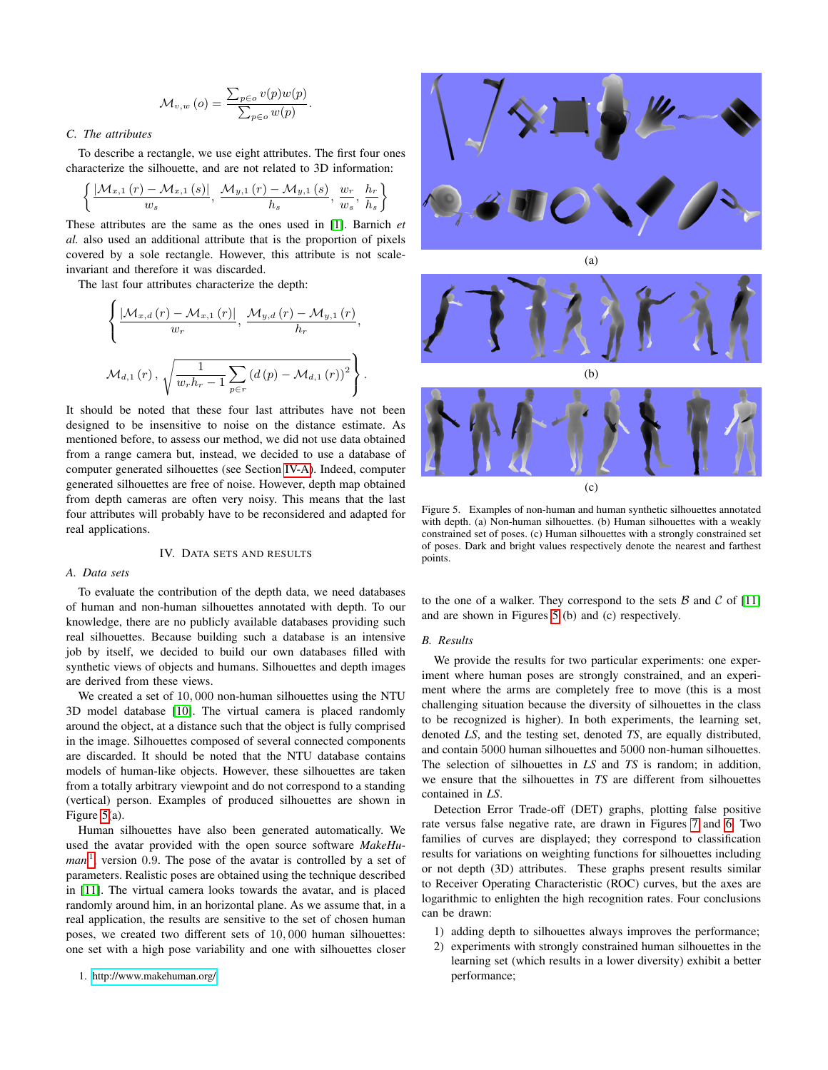$$\mathcal{M}_{v,w}(o) = \frac{\sum_{p \in o} v(p) w(p)}{\sum_{p \in o} w(p)}.$$

### C. The attributes

To describe a rectangle, we use eight attributes. The first four ones characterize the silhouette, and are not related to 3D information:

$$\left\{ \frac{|\mathcal{M}_{x,1}(r) - \mathcal{M}_{x,1}(s)|}{w_s}, \frac{\mathcal{M}_{y,1}(r) - \mathcal{M}_{y,1}(s)}{h_s}, \frac{w_r}{w_s}, \frac{h_r}{h_s} \right\}$$

These attributes are the same as the ones used in [1]. Barnich *et al.* also used an additional attribute that is the proportion of pixels covered by a sole rectangle. However, this attribute is not scale-invariant and therefore it was discarded.

The last four attributes characterize the depth:

$$\left\{ \frac{|\mathcal{M}_{x,d}(r) - \mathcal{M}_{x,1}(r)|}{w_r}, \frac{\mathcal{M}_{y,d}(r) - \mathcal{M}_{y,1}(r)}{h_r}, \right.$$

$$\left. \mathcal{M}_{d,1}(r), \sqrt{\frac{1}{w_r h_r - 1} \sum_{p \in r} \left(d(p) - \mathcal{M}_{d,1}(r)\right)^2} \right\}.$$

It should be noted that these four last attributes have not been designed to be insensitive to noise on the distance estimate. As mentioned before, to assess our method, we did not use data obtained from a range camera but, instead, we decided to use a database of computer generated silhouettes (see Section IV-A). Indeed, computer generated silhouettes are free of noise. However, depth map obtained from depth cameras are often very noisy. This means that the last four attributes will probably have to be reconsidered and adapted for real applications.

## IV. Data sets and results

### A. Data sets

To evaluate the contribution of the depth data, we need databases of human and non-human silhouettes annotated with depth. To our knowledge, there are no publicly available databases providing such real silhouettes. Because building such a database is an intensive job by itself, we decided to build our own databases filled with synthetic views of objects and humans. Silhouettes and depth images are derived from these views.

We created a set of $10,000$ non-human silhouettes using the NTU 3D model database [10]. The virtual camera is placed randomly around the object, at a distance such that the object is fully comprised in the image. Silhouettes composed of several connected components are discarded. It should be noted that the NTU database contains models of human-like objects. However, these silhouettes are taken from a totally arbitrary viewpoint and do not correspond to a standing (vertical) person. Examples of produced silhouettes are shown in Figure 5(a).

Human silhouettes have also been generated automatically. We used the avatar provided with the open source software *MakeHuman*[1] version $0.9$. The pose of the avatar is controlled by a set of parameters. Realistic poses are obtained using the technique described in [11]. The virtual camera looks towards the avatar, and is placed randomly around him, in an horizontal plane. As we assume that, in a real application, the results are sensitive to the set of chosen human poses, we created two different sets of $10,000$ human silhouettes: one set with a high pose variability and one with silhouettes closer to the one of a walker. They correspond to the sets $\mathcal{B}$ and $\mathcal{C}$ of [11] and are shown in Figures 5(b) and (c) respectively.

Figure 5. Examples of non-human and human synthetic silhouettes annotated with depth. (a) Non-human silhouettes. (b) Human silhouettes with a weakly constrained set of poses. (c) Human silhouettes with a strongly constrained set of poses. Dark and bright values respectively denote the nearest and farthest points.

### B. Results

We provide the results for two particular experiments: one experiment where human poses are strongly constrained, and an experiment where the arms are completely free to move (this is a most challenging situation because the diversity of silhouettes in the class to be recognized is higher). In both experiments, the learning set, denoted *LS*, and the testing set, denoted *TS*, are equally distributed, and contain 5000 human silhouettes and 5000 non-human silhouettes. The selection of silhouettes in *LS* and *TS* is random; in addition, we ensure that the silhouettes in *TS* are different from silhouettes contained in *LS*.

Detection Error Trade-off (DET) graphs, plotting false positive rate versus false negative rate, are drawn in Figures 7 and 6. Two families of curves are displayed; they correspond to classification results for variations on weighting functions for silhouettes including or not depth (3D) attributes. These graphs present results similar to Receiver Operating Characteristic (ROC) curves, but the axes are logarithmic to enlighten the high recognition rates. Four conclusions can be drawn:

1) adding depth to silhouettes always improves the performance;
2) experiments with strongly constrained human silhouettes in the learning set (which results in a lower diversity) exhibit a better performance;

1. http://www.makehuman.org/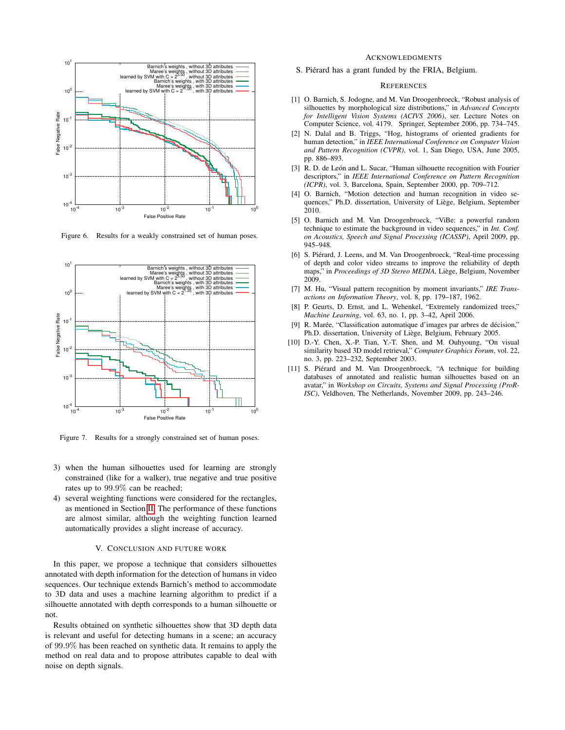$10^{1}$

Barnich's weights , without 3D attributes
Maree's weights , without 3D attributes
learned by SVM with C = $2^{3.50}$ , without 3D attributes
Barnich's weights , with 3D attributes
Maree's weights , with 3D attributes
learned by SVM with C = $2^{1.00}$ , with 3D attributes

$10^{0}$
$10^{-1}$
$10^{-2}$
$10^{-3}$
$10^{-4}$

False Negative Rate

$10^{-4}$ $10^{-3}$ $10^{-2}$ $10^{-1}$ $10^{0}$

False Positive Rate

Figure 6. Results for a weakly constrained set of human poses.

$10^{1}$

Barnich's weights , without 3D attributes
Maree's weights , without 3D attributes
learned by SVM with C = $2^{5.50}$ , without 3D attributes
Barnich's weights , with 3D attributes
Maree's weights , with 3D attributes
learned by SVM with C = $2^{1.25}$ , with 3D attributes

$10^{0}$
$10^{-1}$
$10^{-2}$
$10^{-3}$
$10^{-4}$

False Negative Rate

$10^{-4}$ $10^{-3}$ $10^{-2}$ $10^{-1}$ $10^{0}$

False Positive Rate

Figure 7. Results for a strongly constrained set of human poses.

3) when the human silhouettes used for learning are strongly constrained (like for a walker), true negative and true positive rates up to $99.9\%$ can be reached;
4) several weighting functions were considered for the rectangles, as mentioned in Section II. The performance of these functions are almost similar, although the weighting function learned automatically provides a slight increase of accuracy.

## V. Conclusion and Future Work

In this paper, we propose a technique that considers silhouettes annotated with depth information for the detection of humans in video sequences. Our technique extends Barnich's method to accommodate to 3D data and uses a machine learning algorithm to predict if a silhouette annotated with depth corresponds to a human silhouette or not.

Results obtained on synthetic silhouettes show that 3D depth data is relevant and useful for detecting humans in a scene; an accuracy of $99.9\%$ has been reached on synthetic data. It remains to apply the method on real data and to propose attributes capable to deal with noise on depth signals.

## Acknowledgments

S. Piérard has a grant funded by the FRIA, Belgium.

## References

[1] O. Barnich, S. Jodogne, and M. Van Droogenbroeck, "Robust analysis of silhouettes by morphological size distributions," in *Advanced Concepts for Intelligent Vision Systems (ACIVS 2006)*, ser. Lecture Notes on Computer Science, vol. 4179. Springer, September 2006, pp. 734–745.

[2] N. Dalal and B. Triggs, "Hog, histograms of oriented gradients for human detection," in *IEEE International Conference on Computer Vision and Pattern Recognition (CVPR)*, vol. 1, San Diego, USA, June 2005, pp. 886–893.

[3] R. D. de León and L. Sucar, "Human silhouette recognition with Fourier descriptors," in *IEEE International Conference on Pattern Recognition (ICPR)*, vol. 3, Barcelona, Spain, September 2000, pp. 709–712.

[4] O. Barnich, "Motion detection and human recognition in video sequences," Ph.D. dissertation, University of Liège, Belgium, September 2010.

[5] O. Barnich and M. Van Droogenbroeck, "ViBe: a powerful random technique to estimate the background in video sequences," in *Int. Conf. on Acoustics, Speech and Signal Processing (ICASSP)*, April 2009, pp. 945–948.

[6] S. Piérard, J. Leens, and M. Van Droogenbroeck, "Real-time processing of depth and color video streams to improve the reliability of depth maps," in *Proceedings of 3D Stereo MEDIA*, Liège, Belgium, November 2009.

[7] M. Hu, "Visual pattern recognition by moment invariants," *IRE Transactions on Information Theory*, vol. 8, pp. 179–187, 1962.

[8] P. Geurts, D. Ernst, and L. Wehenkel, "Extremely randomized trees," *Machine Learning*, vol. 63, no. 1, pp. 3–42, April 2006.

[9] R. Marée, "Classification automatique d'images par arbres de décision," Ph.D. dissertation, University of Liège, Belgium, February 2005.

[10] D.-Y. Chen, X.-P. Tian, Y.-T. Shen, and M. Ouhyoung, "On visual similarity based 3D model retrieval," *Computer Graphics Forum*, vol. 22, no. 3, pp. 223–232, September 2003.

[11] S. Piérard and M. Van Droogenbroeck, "A technique for building databases of annotated and realistic human silhouettes based on an avatar," in *Workshop on Circuits, Systems and Signal Processing (ProRISC)*, Veldhoven, The Netherlands, November 2009, pp. 243–246.